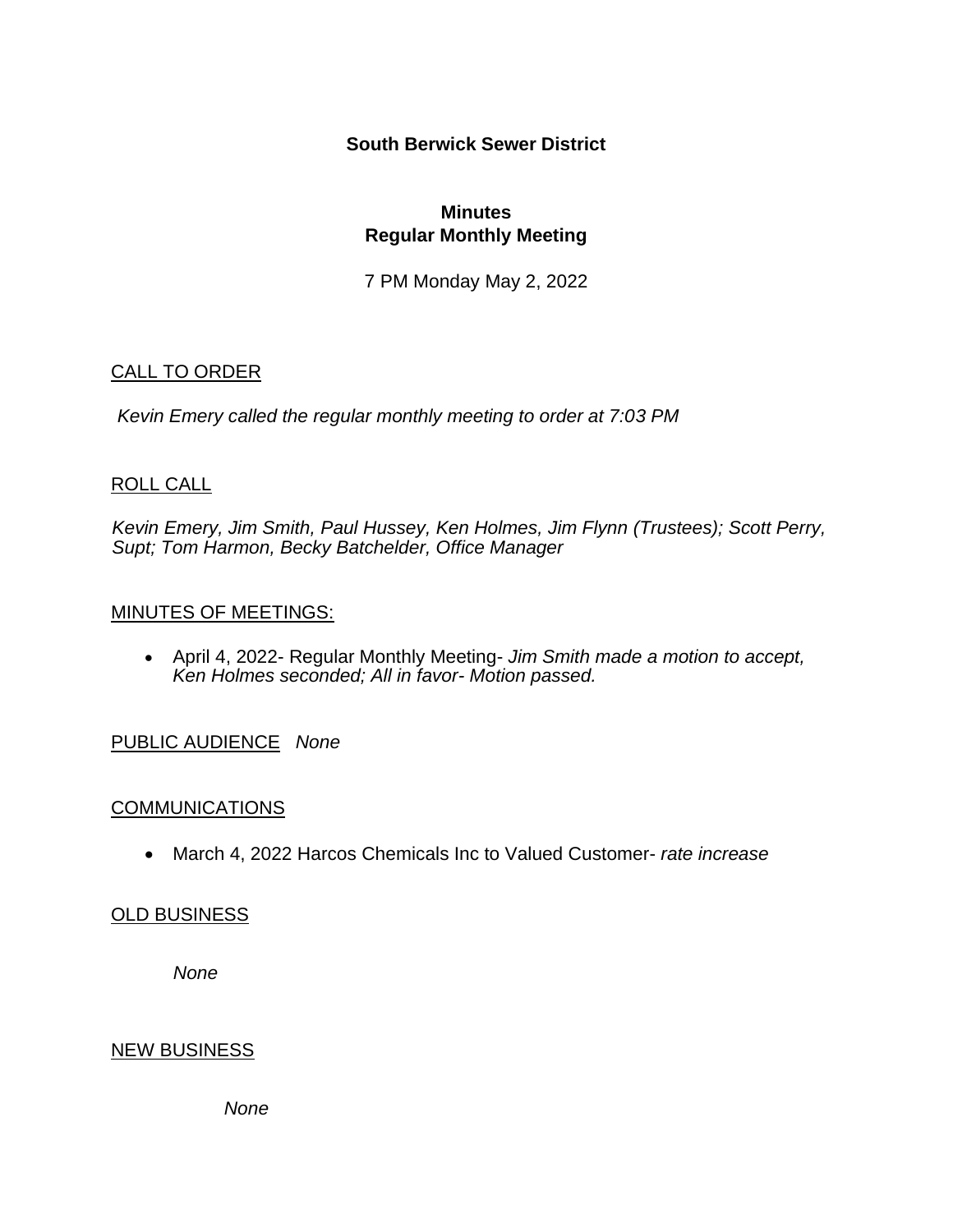**South Berwick Sewer District**

**Minutes**
**Regular Monthly Meeting**

7 PM Monday May 2, 2022

CALL TO ORDER

*Kevin Emery called the regular monthly meeting to order at 7:03 PM*

ROLL CALL

*Kevin Emery, Jim Smith, Paul Hussey, Ken Holmes, Jim Flynn (Trustees); Scott Perry, Supt; Tom Harmon, Becky Batchelder, Office Manager*

MINUTES OF MEETINGS:

- April 4, 2022- Regular Monthly Meeting- *Jim Smith made a motion to accept, Ken Holmes seconded; All in favor- Motion passed.*

PUBLIC AUDIENCE *None*

COMMUNICATIONS

- March 4, 2022 Harcos Chemicals Inc to Valued Customer- *rate increase*

OLD BUSINESS

*None*

NEW BUSINESS

*None*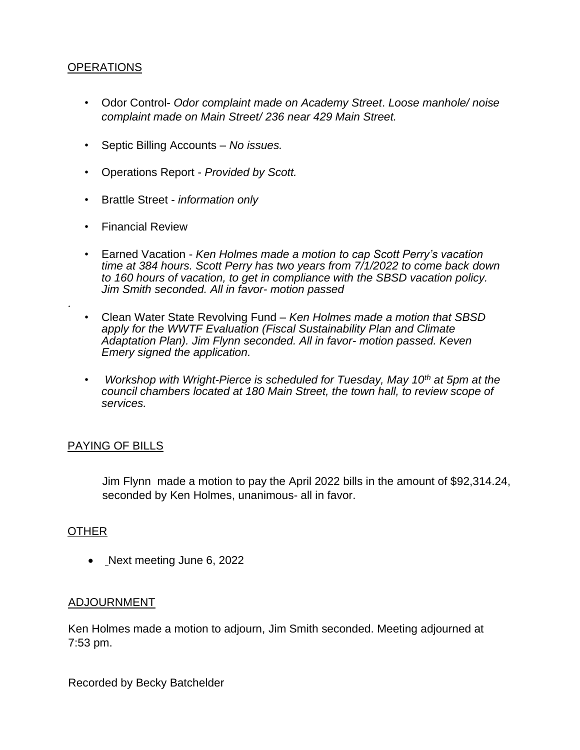OPERATIONS

- Odor Control- *Odor complaint made on Academy Street*. *Loose manhole/ noise complaint made on Main Street/ 236 near 429 Main Street.*
- Septic Billing Accounts – *No issues.*
- Operations Report - *Provided by Scott.*
- Brattle Street - *information only*
- Financial Review
- Earned Vacation - *Ken Holmes made a motion to cap Scott Perry's vacation time at 384 hours. Scott Perry has two years from 7/1/2022 to come back down to 160 hours of vacation, to get in compliance with the SBSD vacation policy. Jim Smith seconded. All in favor- motion passed*

.

- Clean Water State Revolving Fund – *Ken Holmes made a motion that SBSD apply for the WWTF Evaluation (Fiscal Sustainability Plan and Climate Adaptation Plan). Jim Flynn seconded. All in favor- motion passed. Keven Emery signed the application.*
- *Workshop with Wright-Pierce is scheduled for Tuesday, May 10th at 5pm at the council chambers located at 180 Main Street, the town hall, to review scope of services.*

PAYING OF BILLS

Jim Flynn made a motion to pay the April 2022 bills in the amount of $92,314.24, seconded by Ken Holmes, unanimous- all in favor.

OTHER

- Next meeting June 6, 2022

ADJOURNMENT

Ken Holmes made a motion to adjourn, Jim Smith seconded. Meeting adjourned at 7:53 pm.

Recorded by Becky Batchelder